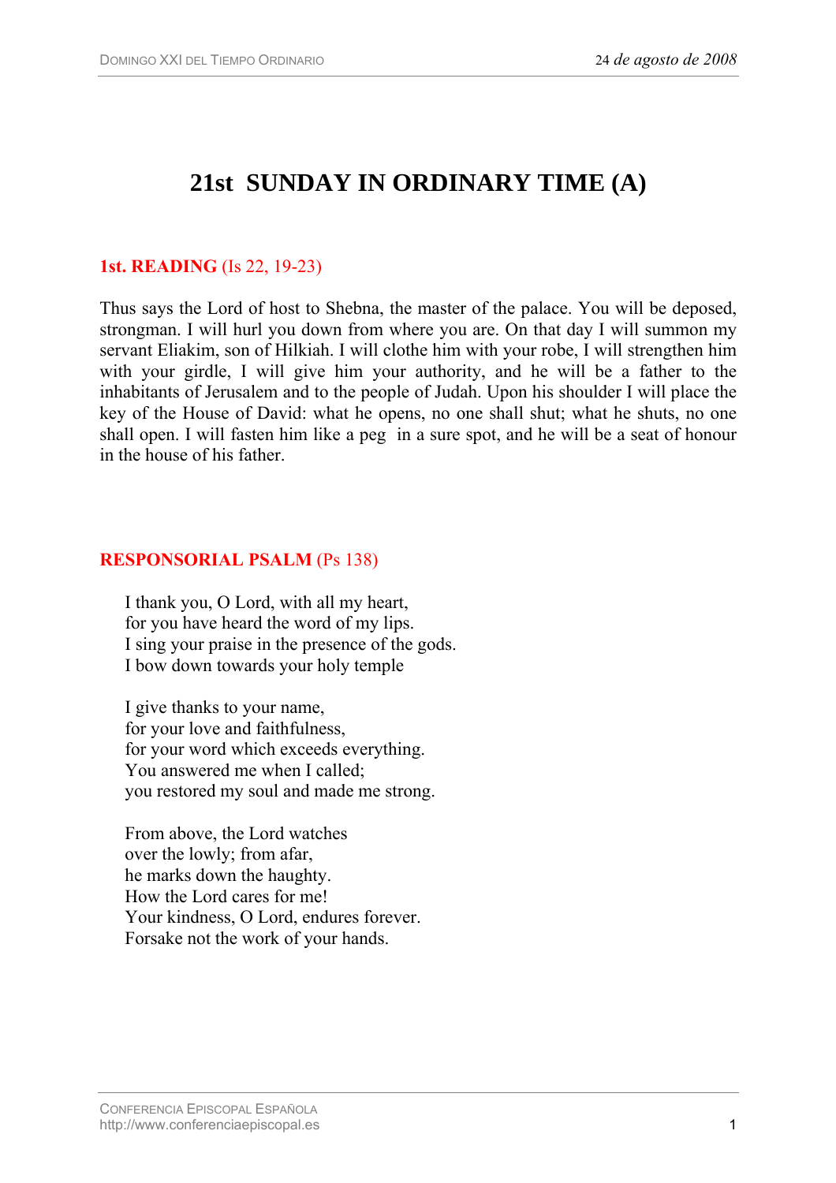# 21st SUNDAY IN ORDINARY TIME (A)

**1st. READING** (Is 22, 19-23)

Thus says the Lord of host to Shebna, the master of the palace. You will be deposed, strongman. I will hurl you down from where you are. On that day I will summon my servant Eliakim, son of Hilkiah. I will clothe him with your robe, I will strengthen him with your girdle, I will give him your authority, and he will be a father to the inhabitants of Jerusalem and to the people of Judah. Upon his shoulder I will place the key of the House of David: what he opens, no one shall shut; what he shuts, no one shall open. I will fasten him like a peg in a sure spot, and he will be a seat of honour in the house of his father.

**RESPONSORIAL PSALM** (Ps 138)

I thank you, O Lord, with all my heart,
for you have heard the word of my lips.
I sing your praise in the presence of the gods.
I bow down towards your holy temple

I give thanks to your name,
for your love and faithfulness,
for your word which exceeds everything.
You answered me when I called;
you restored my soul and made me strong.

From above, the Lord watches
over the lowly; from afar,
he marks down the haughty.
How the Lord cares for me!
Your kindness, O Lord, endures forever.
Forsake not the work of your hands.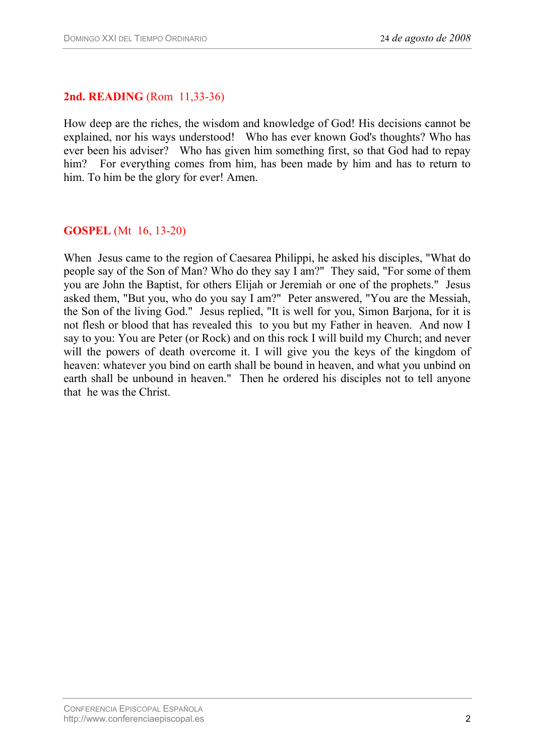## **2nd. READING** (Rom 11,33-36)

How deep are the riches, the wisdom and knowledge of God! His decisions cannot be explained, nor his ways understood! Who has ever known God's thoughts? Who has ever been his adviser? Who has given him something first, so that God had to repay him? For everything comes from him, has been made by him and has to return to him. To him be the glory for ever! Amen.

## **GOSPEL** (Mt 16, 13-20)

When Jesus came to the region of Caesarea Philippi, he asked his disciples, "What do people say of the Son of Man? Who do they say I am?" They said, "For some of them you are John the Baptist, for others Elijah or Jeremiah or one of the prophets." Jesus asked them, "But you, who do you say I am?" Peter answered, "You are the Messiah, the Son of the living God." Jesus replied, "It is well for you, Simon Barjona, for it is not flesh or blood that has revealed this to you but my Father in heaven. And now I say to you: You are Peter (or Rock) and on this rock I will build my Church; and never will the powers of death overcome it. I will give you the keys of the kingdom of heaven: whatever you bind on earth shall be bound in heaven, and what you unbind on earth shall be unbound in heaven." Then he ordered his disciples not to tell anyone that he was the Christ.